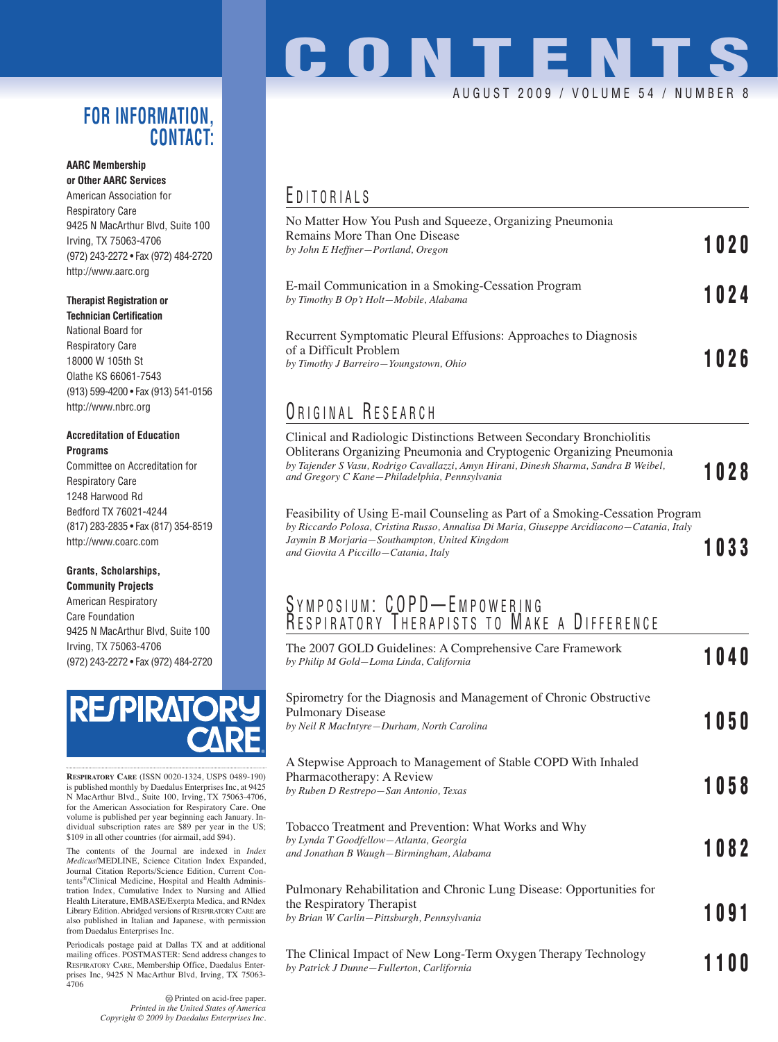# CONTENTS

AUGUST 2009 / VOLUME 54 / NUMBER 8

## EDITORIALS

No Matter How You Push and Squeeze, Organizing Pneumonia Remains More Than One Disease
*by John E Heffner—Portland, Oregon* — **1020**

E-mail Communication in a Smoking-Cessation Program
*by Timothy B Op't Holt—Mobile, Alabama* — **1024**

Recurrent Symptomatic Pleural Effusions: Approaches to Diagnosis of a Difficult Problem
*by Timothy J Barreiro—Youngstown, Ohio* — **1026**

## ORIGINAL RESEARCH

Clinical and Radiologic Distinctions Between Secondary Bronchiolitis Obliterans Organizing Pneumonia and Cryptogenic Organizing Pneumonia
*by Tajender S Vasu, Rodrigo Cavallazzi, Amyn Hirani, Dinesh Sharma, Sandra B Weibel, and Gregory C Kane—Philadelphia, Pennsylvania* — **1028**

Feasibility of Using E-mail Counseling as Part of a Smoking-Cessation Program
*by Riccardo Polosa, Cristina Russo, Annalisa Di Maria, Giuseppe Arcidiacono—Catania, Italy Jaymin B Morjaria—Southampton, United Kingdom and Giovita A Piccillo—Catania, Italy* — **1033**

## SYMPOSIUM: COPD—EMPOWERING RESPIRATORY THERAPISTS TO MAKE A DIFFERENCE

The 2007 GOLD Guidelines: A Comprehensive Care Framework
*by Philip M Gold—Loma Linda, California* — **1040**

Spirometry for the Diagnosis and Management of Chronic Obstructive Pulmonary Disease
*by Neil R MacIntyre—Durham, North Carolina* — **1050**

A Stepwise Approach to Management of Stable COPD With Inhaled Pharmacotherapy: A Review
*by Ruben D Restrepo—San Antonio, Texas* — **1058**

Tobacco Treatment and Prevention: What Works and Why
*by Lynda T Goodfellow—Atlanta, Georgia and Jonathan B Waugh—Birmingham, Alabama* — **1082**

Pulmonary Rehabilitation and Chronic Lung Disease: Opportunities for the Respiratory Therapist
*by Brian W Carlin—Pittsburgh, Pennsylvania* — **1091**

The Clinical Impact of New Long-Term Oxygen Therapy Technology
*by Patrick J Dunne—Fullerton, Carlifornia* — **1100**

## FOR INFORMATION, CONTACT:

**AARC Membership or Other AARC Services**
American Association for Respiratory Care
9425 N MacArthur Blvd, Suite 100
Irving, TX 75063-4706
(972) 243-2272 • Fax (972) 484-2720
http://www.aarc.org

**Therapist Registration or Technician Certification**
National Board for Respiratory Care
18000 W 105th St
Olathe KS 66061-7543
(913) 599-4200 • Fax (913) 541-0156
http://www.nbrc.org

**Accreditation of Education Programs**
Committee on Accreditation for Respiratory Care
1248 Harwood Rd
Bedford TX 76021-4244
(817) 283-2835 • Fax (817) 354-8519
http://www.coarc.com

**Grants, Scholarships, Community Projects**
American Respiratory Care Foundation
9425 N MacArthur Blvd, Suite 100
Irving, TX 75063-4706
(972) 243-2272 • Fax (972) 484-2720

**RESPIRATORY CARE**

RESPIRATORY CARE (ISSN 0020-1324, USPS 0489-190) is published monthly by Daedalus Enterprises Inc, at 9425 N MacArthur Blvd., Suite 100, Irving, TX 75063-4706, for the American Association for Respiratory Care. One volume is published per year beginning each January. Individual subscription rates are $89 per year in the US; $109 in all other countries (for airmail, add $94).

The contents of the Journal are indexed in *Index Medicus*/MEDLINE, Science Citation Index Expanded, Journal Citation Reports/Science Edition, Current Contents®/Clinical Medicine, Hospital and Health Administration Index, Cumulative Index to Nursing and Allied Health Literature, EMBASE/Exerpta Medica, and RNdex Library Edition. Abridged versions of RESPIRATORY CARE are also published in Italian and Japanese, with permission from Daedalus Enterprises Inc.

Periodicals postage paid at Dallas TX and at additional mailing offices. POSTMASTER: Send address changes to RESPIRATORY CARE, Membership Office, Daedalus Enterprises Inc, 9425 N MacArthur Blvd, Irving, TX 75063-4706

Printed on acid-free paper.
*Printed in the United States of America*
*Copyright © 2009 by Daedalus Enterprises Inc.*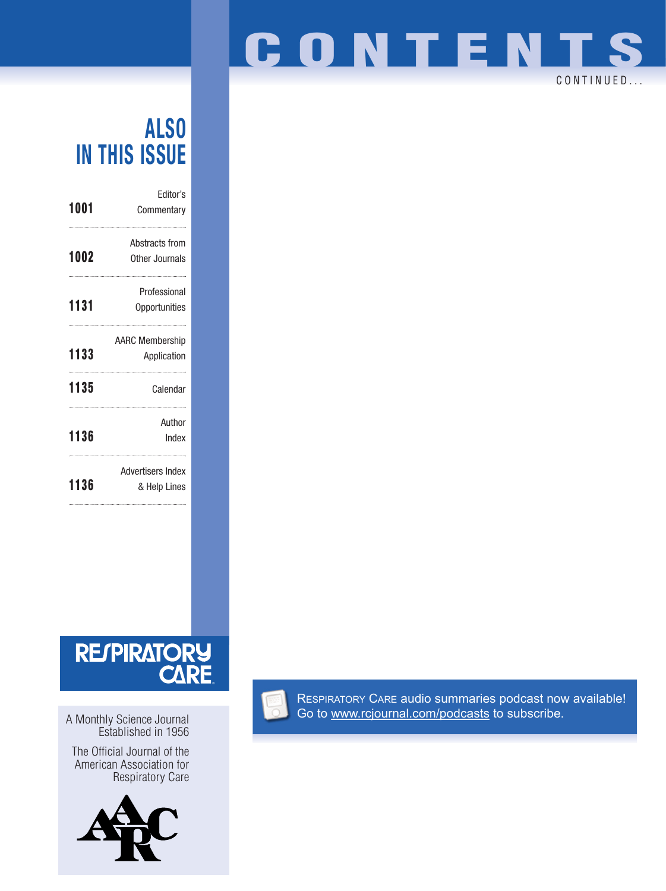# CONTENTS

CONTINUED...

## ALSO IN THIS ISSUE

| | |
|---|---|
| 1001 | Editor's Commentary |
| 1002 | Abstracts from Other Journals |
| 1131 | Professional Opportunities |
| 1133 | AARC Membership Application |
| 1135 | Calendar |
| 1136 | Author Index |
| 1136 | Advertisers Index & Help Lines |

RESPIRATORY CARE

A Monthly Science Journal
Established in 1956

The Official Journal of the
American Association for
Respiratory Care

AARC

RESPIRATORY CARE audio summaries podcast now available!
Go to www.rcjournal.com/podcasts to subscribe.